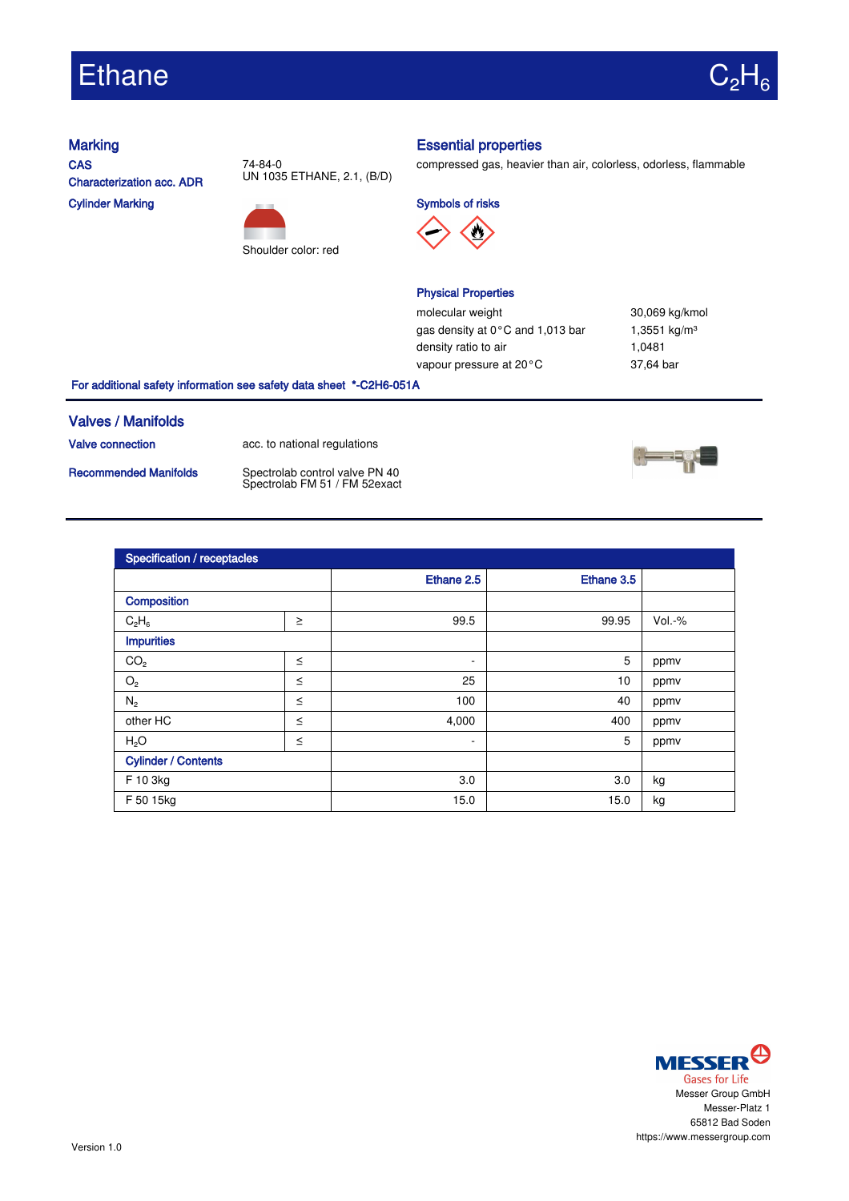# Ethane $C_2H_6$

## Marking

**CAS** 74-84-0

**Characterization acc. ADR** UN 1035 ETHANE, 2.1, (B/D)

**Cylinder Marking**

Shoulder color: red

## Essential properties

compressed gas, heavier than air, colorless, odorless, flammable

### Symbols of risks

### Physical Properties

| | |
|---|---|
| molecular weight | 30,069 kg/kmol |
| gas density at 0 °C and 1,013 bar | 1,3551 kg/m³ |
| density ratio to air | 1,0481 |
| vapour pressure at 20 °C | 37,64 bar |

**For additional safety information see safety data sheet \*-C2H6-051A**

## Valves / Manifolds

**Valve connection** acc. to national regulations

**Recommended Manifolds** Spectrolab control valve PN 40
Spectrolab FM 51 / FM 52exact

## Specification / receptacles

| | | Ethane 2.5 | Ethane 3.5 | |
|---|---|---|---|---|
| **Composition** | | | | |
| $C_2H_6$ | ≥ | 99.5 | 99.95 | Vol.-% |
| **Impurities** | | | | |
| $CO_2$ | ≤ | - | 5 | ppmv |
| $O_2$ | ≤ | 25 | 10 | ppmv |
| $N_2$ | ≤ | 100 | 40 | ppmv |
| other HC | ≤ | 4,000 | 400 | ppmv |
| $H_2O$ | ≤ | - | 5 | ppmv |
| **Cylinder / Contents** | | | | |
| F 10 3kg | | 3.0 | 3.0 | kg |
| F 50 15kg | | 15.0 | 15.0 | kg |

MESSER Gases for Life
Messer Group GmbH
Messer-Platz 1
65812 Bad Soden
https://www.messergroup.com

Version 1.0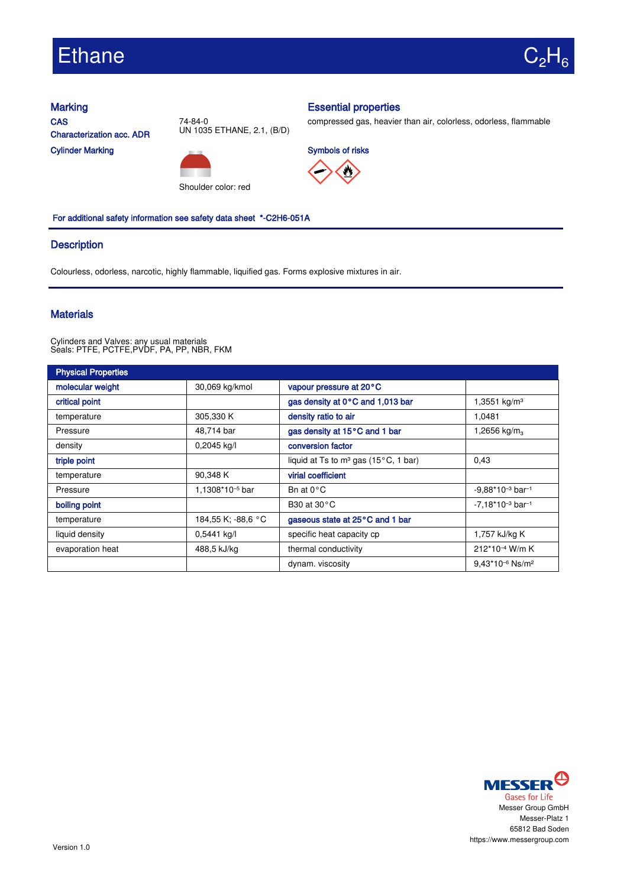# Ethane $C_2H_6$

## Marking

**CAS** 74-84-0

**Characterization acc. ADR** UN 1035 ETHANE, 2.1, (B/D)

**Cylinder Marking**

Shoulder color: red

## Essential properties

compressed gas, heavier than air, colorless, odorless, flammable

**Symbols of risks**

**For additional safety information see safety data sheet *-C2H6-051A**

## Description

Colourless, odorless, narcotic, highly flammable, liquified gas. Forms explosive mixtures in air.

## Materials

Cylinders and Valves: any usual materials
Seals: PTFE, PCTFE,PVDF, PA, PP, NBR, FKM

| Physical Properties | | | |
|---|---|---|---|
| **molecular weight** | 30,069 kg/kmol | **vapour pressure at 20 °C** | |
| **critical point** | | **gas density at 0 °C and 1,013 bar** | 1,3551 kg/m³ |
| temperature | 305,330 K | **density ratio to air** | 1,0481 |
| Pressure | 48,714 bar | **gas density at 15 °C and 1 bar** | 1,2656 $kg/m_3$ |
| density | 0,2045 kg/l | **conversion factor** | |
| **triple point** | | liquid at Ts to m³ gas (15 °C, 1 bar) | 0,43 |
| temperature | 90,348 K | **virial coefficient** | |
| Pressure | $1{,}1308 \cdot 10^{-5}$ bar | Bn at 0 °C | $-9{,}88 \cdot 10^{-3}$ $bar^{-1}$ |
| **boiling point** | | B30 at 30 °C | $-7{,}18 \cdot 10^{-3}$ $bar^{-1}$ |
| temperature | 184,55 K; -88,6 °C | **gaseous state at 25 °C and 1 bar** | |
| liquid density | 0,5441 kg/l | specific heat capacity cp | 1,757 kJ/kg K |
| evaporation heat | 488,5 kJ/kg | thermal conductivity | $212 \cdot 10^{-4}$ W/m K |
| | | dynam. viscosity | $9{,}43 \cdot 10^{-6}$ Ns/m² |

MESSER
Gases for Life
Messer Group GmbH
Messer-Platz 1
65812 Bad Soden
https://www.messergroup.com

Version 1.0